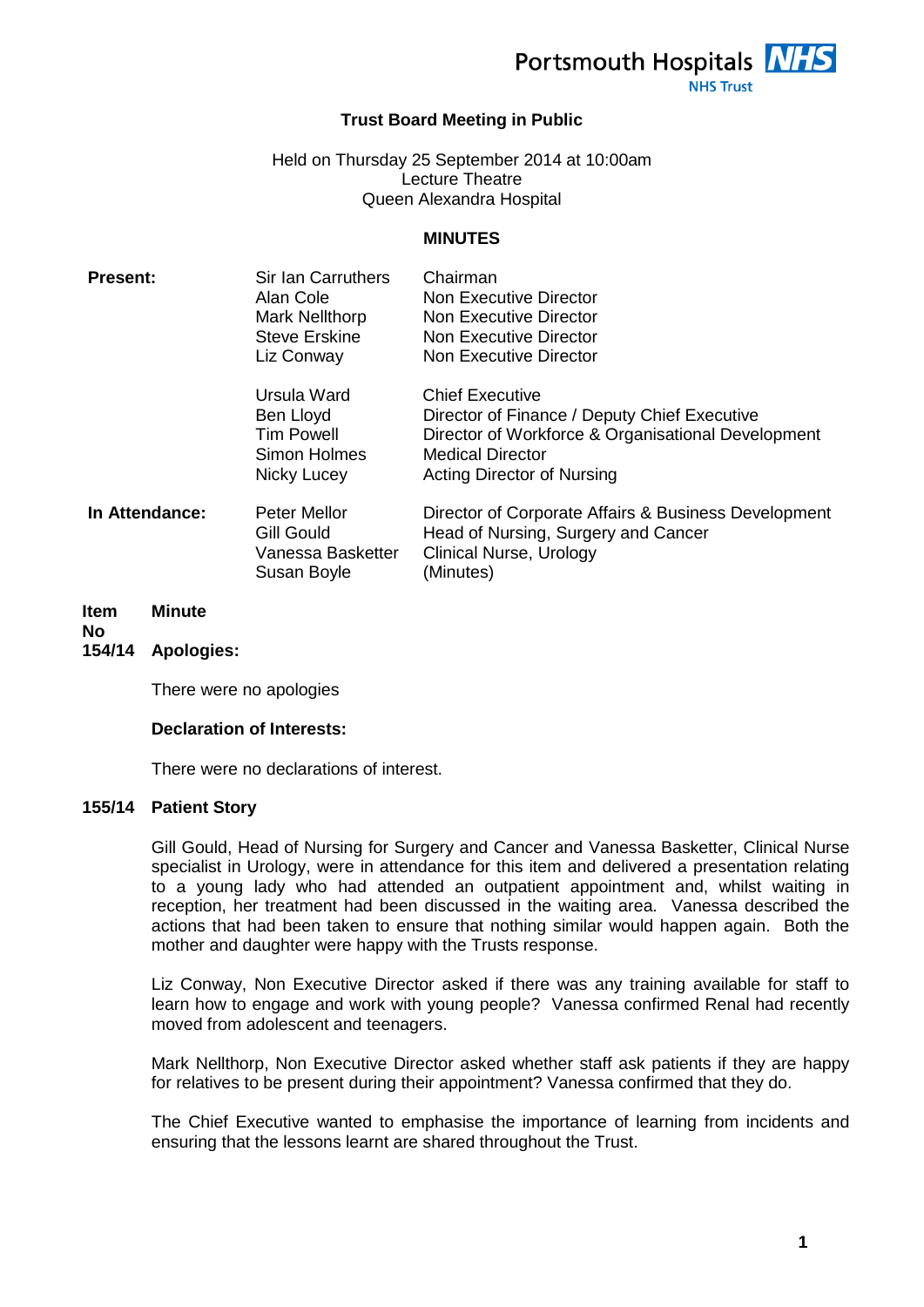Portsmouth Hospitals NHS Trust

# Trust Board Meeting in Public

Held on Thursday 25 September 2014 at 10:00am
Lecture Theatre
Queen Alexandra Hospital

## MINUTES

| | | |
|---|---|---|
| **Present:** | Sir Ian Carruthers | Chairman |
| | Alan Cole | Non Executive Director |
| | Mark Nellthorp | Non Executive Director |
| | Steve Erskine | Non Executive Director |
| | Liz Conway | Non Executive Director |
| | Ursula Ward | Chief Executive |
| | Ben Lloyd | Director of Finance / Deputy Chief Executive |
| | Tim Powell | Director of Workforce & Organisational Development |
| | Simon Holmes | Medical Director |
| | Nicky Lucey | Acting Director of Nursing |
| **In Attendance:** | Peter Mellor | Director of Corporate Affairs & Business Development |
| | Gill Gould | Head of Nursing, Surgery and Cancer |
| | Vanessa Basketter | Clinical Nurse, Urology |
| | Susan Boyle | (Minutes) |

| Item No | Minute |
|---|---|

**154/14 Apologies:**

There were no apologies

**Declaration of Interests:**

There were no declarations of interest.

**155/14 Patient Story**

Gill Gould, Head of Nursing for Surgery and Cancer and Vanessa Basketter, Clinical Nurse specialist in Urology, were in attendance for this item and delivered a presentation relating to a young lady who had attended an outpatient appointment and, whilst waiting in reception, her treatment had been discussed in the waiting area. Vanessa described the actions that had been taken to ensure that nothing similar would happen again. Both the mother and daughter were happy with the Trusts response.

Liz Conway, Non Executive Director asked if there was any training available for staff to learn how to engage and work with young people? Vanessa confirmed Renal had recently moved from adolescent and teenagers.

Mark Nellthorp, Non Executive Director asked whether staff ask patients if they are happy for relatives to be present during their appointment? Vanessa confirmed that they do.

The Chief Executive wanted to emphasise the importance of learning from incidents and ensuring that the lessons learnt are shared throughout the Trust.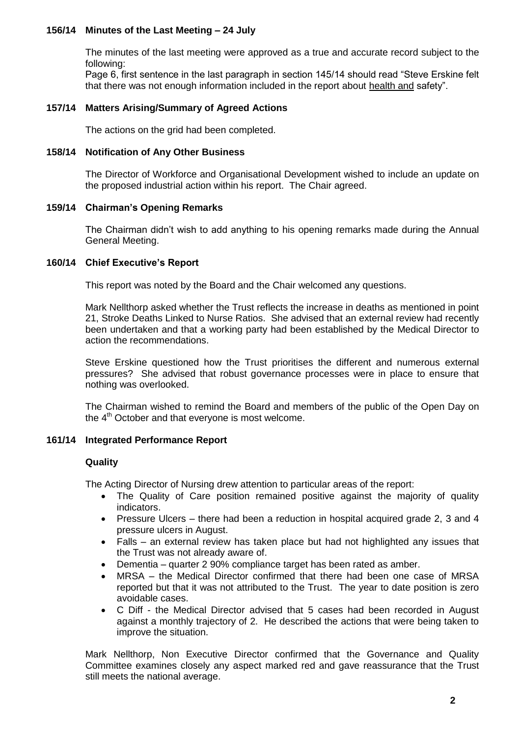## 156/14 Minutes of the Last Meeting – 24 July

The minutes of the last meeting were approved as a true and accurate record subject to the following:

Page 6, first sentence in the last paragraph in section 145/14 should read "Steve Erskine felt that there was not enough information included in the report about health and safety".

## 157/14 Matters Arising/Summary of Agreed Actions

The actions on the grid had been completed.

## 158/14 Notification of Any Other Business

The Director of Workforce and Organisational Development wished to include an update on the proposed industrial action within his report. The Chair agreed.

## 159/14 Chairman's Opening Remarks

The Chairman didn't wish to add anything to his opening remarks made during the Annual General Meeting.

## 160/14 Chief Executive's Report

This report was noted by the Board and the Chair welcomed any questions.

Mark Nellthorp asked whether the Trust reflects the increase in deaths as mentioned in point 21, Stroke Deaths Linked to Nurse Ratios. She advised that an external review had recently been undertaken and that a working party had been established by the Medical Director to action the recommendations.

Steve Erskine questioned how the Trust prioritises the different and numerous external pressures? She advised that robust governance processes were in place to ensure that nothing was overlooked.

The Chairman wished to remind the Board and members of the public of the Open Day on the 4th October and that everyone is most welcome.

## 161/14 Integrated Performance Report

### Quality

The Acting Director of Nursing drew attention to particular areas of the report:

- The Quality of Care position remained positive against the majority of quality indicators.
- Pressure Ulcers – there had been a reduction in hospital acquired grade 2, 3 and 4 pressure ulcers in August.
- Falls – an external review has taken place but had not highlighted any issues that the Trust was not already aware of.
- Dementia – quarter 2 90% compliance target has been rated as amber.
- MRSA – the Medical Director confirmed that there had been one case of MRSA reported but that it was not attributed to the Trust. The year to date position is zero avoidable cases.
- C Diff - the Medical Director advised that 5 cases had been recorded in August against a monthly trajectory of 2. He described the actions that were being taken to improve the situation.

Mark Nellthorp, Non Executive Director confirmed that the Governance and Quality Committee examines closely any aspect marked red and gave reassurance that the Trust still meets the national average.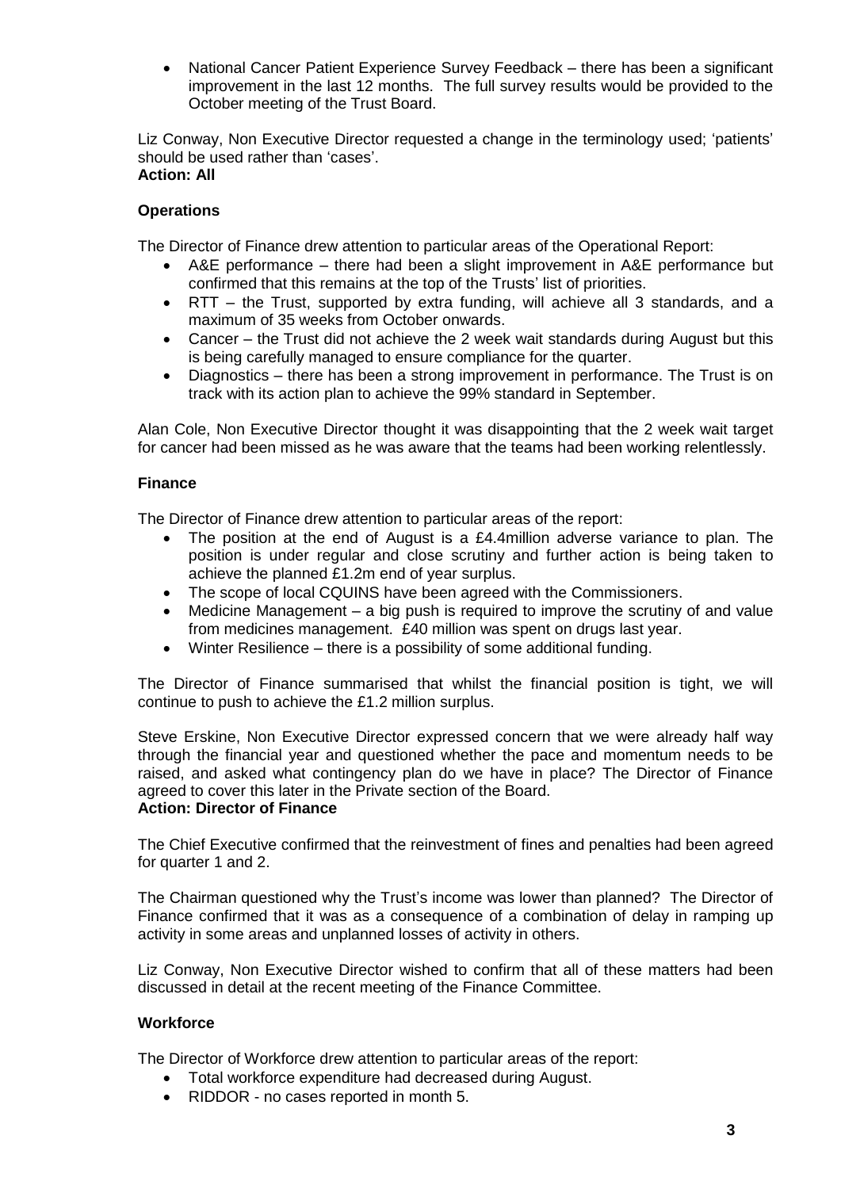- National Cancer Patient Experience Survey Feedback – there has been a significant improvement in the last 12 months. The full survey results would be provided to the October meeting of the Trust Board.

Liz Conway, Non Executive Director requested a change in the terminology used; 'patients' should be used rather than 'cases'.
**Action: All**

**Operations**

The Director of Finance drew attention to particular areas of the Operational Report:

- A&E performance – there had been a slight improvement in A&E performance but confirmed that this remains at the top of the Trusts' list of priorities.
- RTT – the Trust, supported by extra funding, will achieve all 3 standards, and a maximum of 35 weeks from October onwards.
- Cancer – the Trust did not achieve the 2 week wait standards during August but this is being carefully managed to ensure compliance for the quarter.
- Diagnostics – there has been a strong improvement in performance. The Trust is on track with its action plan to achieve the 99% standard in September.

Alan Cole, Non Executive Director thought it was disappointing that the 2 week wait target for cancer had been missed as he was aware that the teams had been working relentlessly.

**Finance**

The Director of Finance drew attention to particular areas of the report:

- The position at the end of August is a £4.4million adverse variance to plan. The position is under regular and close scrutiny and further action is being taken to achieve the planned £1.2m end of year surplus.
- The scope of local CQUINS have been agreed with the Commissioners.
- Medicine Management – a big push is required to improve the scrutiny of and value from medicines management. £40 million was spent on drugs last year.
- Winter Resilience – there is a possibility of some additional funding.

The Director of Finance summarised that whilst the financial position is tight, we will continue to push to achieve the £1.2 million surplus.

Steve Erskine, Non Executive Director expressed concern that we were already half way through the financial year and questioned whether the pace and momentum needs to be raised, and asked what contingency plan do we have in place? The Director of Finance agreed to cover this later in the Private section of the Board.
**Action: Director of Finance**

The Chief Executive confirmed that the reinvestment of fines and penalties had been agreed for quarter 1 and 2.

The Chairman questioned why the Trust's income was lower than planned? The Director of Finance confirmed that it was as a consequence of a combination of delay in ramping up activity in some areas and unplanned losses of activity in others.

Liz Conway, Non Executive Director wished to confirm that all of these matters had been discussed in detail at the recent meeting of the Finance Committee.

**Workforce**

The Director of Workforce drew attention to particular areas of the report:

- Total workforce expenditure had decreased during August.
- RIDDOR - no cases reported in month 5.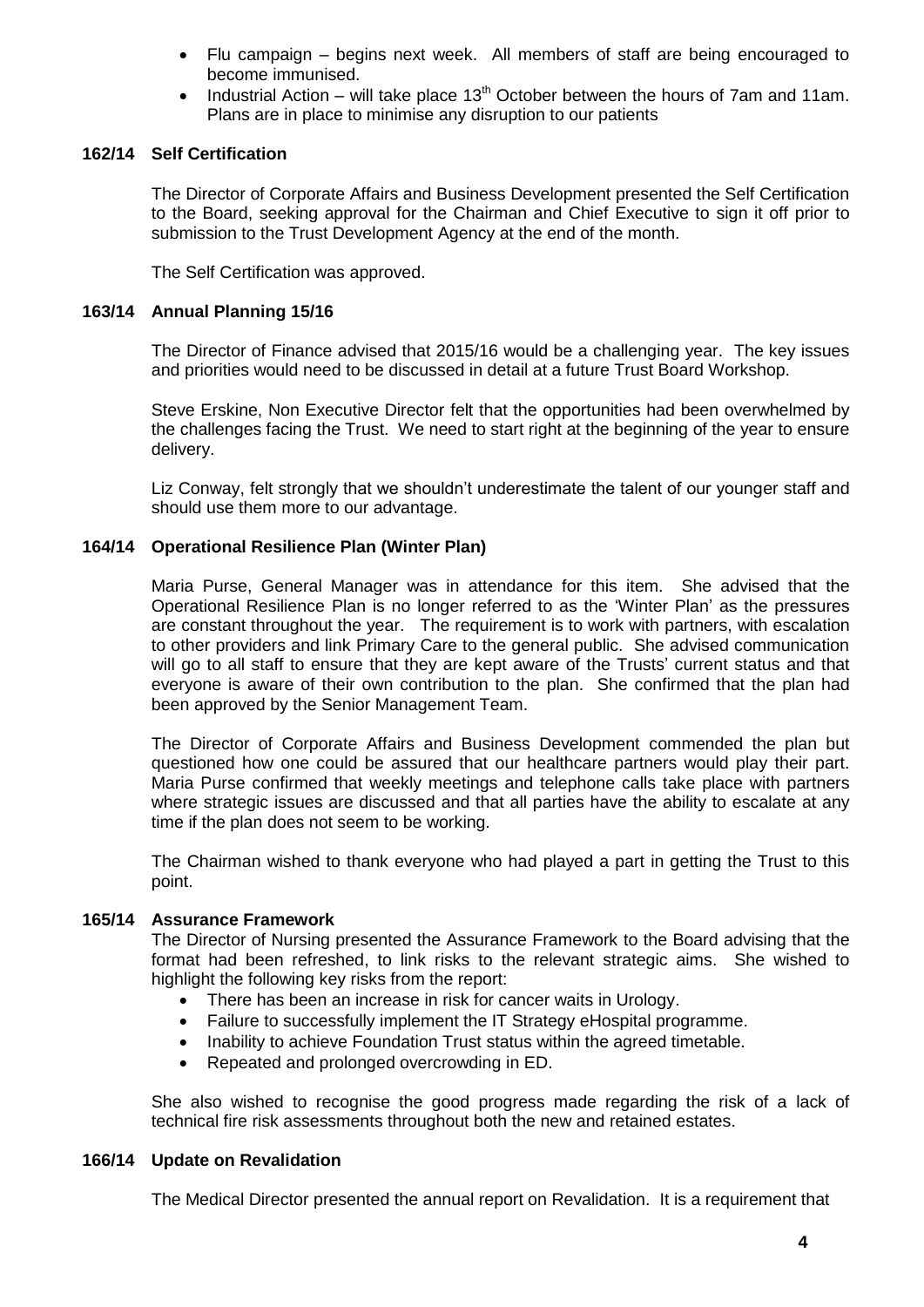- Flu campaign – begins next week. All members of staff are being encouraged to become immunised.
- Industrial Action – will take place 13th October between the hours of 7am and 11am. Plans are in place to minimise any disruption to our patients

**162/14 Self Certification**

The Director of Corporate Affairs and Business Development presented the Self Certification to the Board, seeking approval for the Chairman and Chief Executive to sign it off prior to submission to the Trust Development Agency at the end of the month.

The Self Certification was approved.

**163/14 Annual Planning 15/16**

The Director of Finance advised that 2015/16 would be a challenging year. The key issues and priorities would need to be discussed in detail at a future Trust Board Workshop.

Steve Erskine, Non Executive Director felt that the opportunities had been overwhelmed by the challenges facing the Trust. We need to start right at the beginning of the year to ensure delivery.

Liz Conway, felt strongly that we shouldn't underestimate the talent of our younger staff and should use them more to our advantage.

**164/14 Operational Resilience Plan (Winter Plan)**

Maria Purse, General Manager was in attendance for this item. She advised that the Operational Resilience Plan is no longer referred to as the 'Winter Plan' as the pressures are constant throughout the year. The requirement is to work with partners, with escalation to other providers and link Primary Care to the general public. She advised communication will go to all staff to ensure that they are kept aware of the Trusts' current status and that everyone is aware of their own contribution to the plan. She confirmed that the plan had been approved by the Senior Management Team.

The Director of Corporate Affairs and Business Development commended the plan but questioned how one could be assured that our healthcare partners would play their part. Maria Purse confirmed that weekly meetings and telephone calls take place with partners where strategic issues are discussed and that all parties have the ability to escalate at any time if the plan does not seem to be working.

The Chairman wished to thank everyone who had played a part in getting the Trust to this point.

**165/14 Assurance Framework**

The Director of Nursing presented the Assurance Framework to the Board advising that the format had been refreshed, to link risks to the relevant strategic aims. She wished to highlight the following key risks from the report:

- There has been an increase in risk for cancer waits in Urology.
- Failure to successfully implement the IT Strategy eHospital programme.
- Inability to achieve Foundation Trust status within the agreed timetable.
- Repeated and prolonged overcrowding in ED.

She also wished to recognise the good progress made regarding the risk of a lack of technical fire risk assessments throughout both the new and retained estates.

**166/14 Update on Revalidation**

The Medical Director presented the annual report on Revalidation. It is a requirement that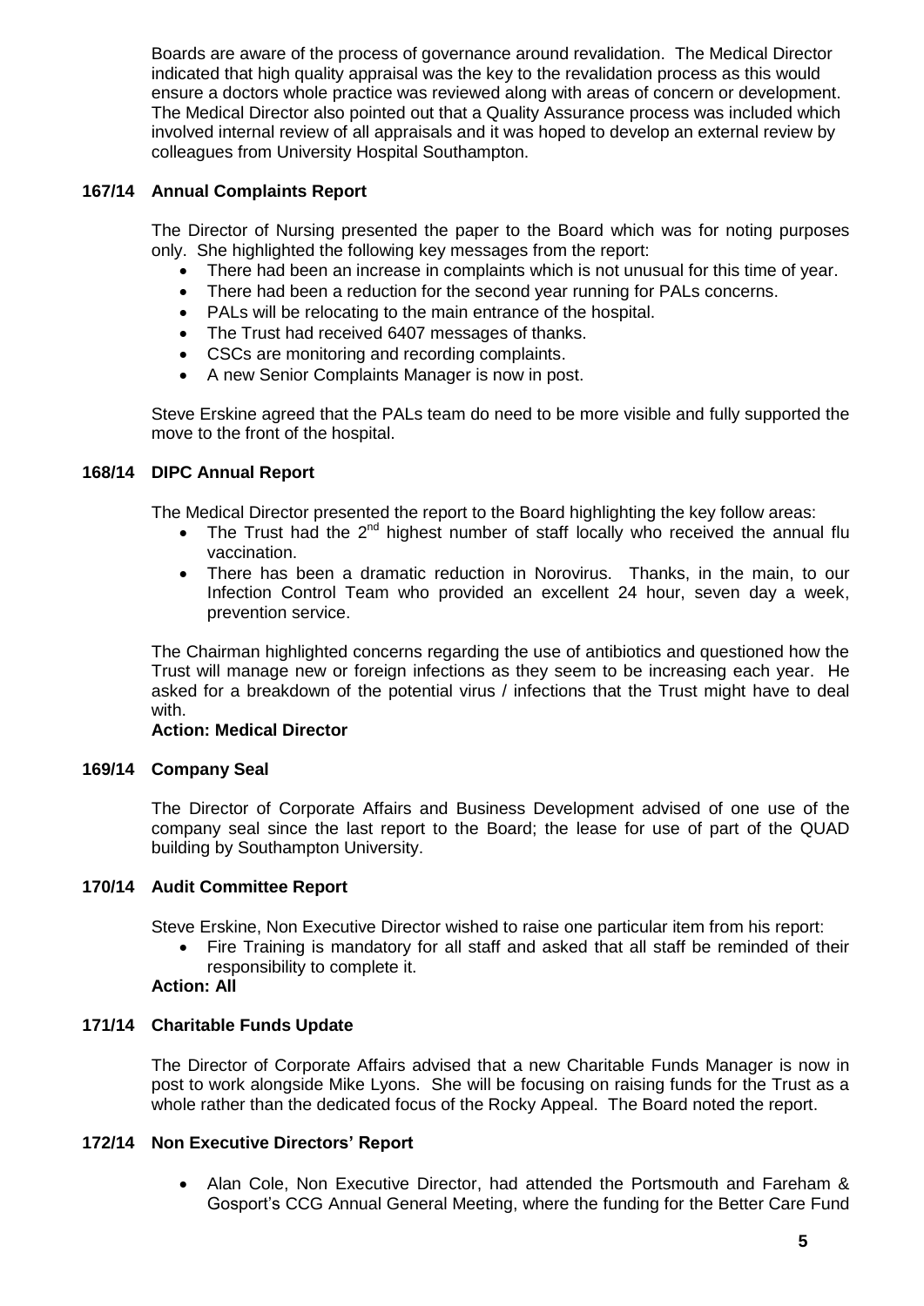Boards are aware of the process of governance around revalidation. The Medical Director indicated that high quality appraisal was the key to the revalidation process as this would ensure a doctors whole practice was reviewed along with areas of concern or development. The Medical Director also pointed out that a Quality Assurance process was included which involved internal review of all appraisals and it was hoped to develop an external review by colleagues from University Hospital Southampton.

### 167/14 Annual Complaints Report

The Director of Nursing presented the paper to the Board which was for noting purposes only. She highlighted the following key messages from the report:

- There had been an increase in complaints which is not unusual for this time of year.
- There had been a reduction for the second year running for PALs concerns.
- PALs will be relocating to the main entrance of the hospital.
- The Trust had received 6407 messages of thanks.
- CSCs are monitoring and recording complaints.
- A new Senior Complaints Manager is now in post.

Steve Erskine agreed that the PALs team do need to be more visible and fully supported the move to the front of the hospital.

### 168/14 DIPC Annual Report

The Medical Director presented the report to the Board highlighting the key follow areas:

- The Trust had the 2nd highest number of staff locally who received the annual flu vaccination.
- There has been a dramatic reduction in Norovirus. Thanks, in the main, to our Infection Control Team who provided an excellent 24 hour, seven day a week, prevention service.

The Chairman highlighted concerns regarding the use of antibiotics and questioned how the Trust will manage new or foreign infections as they seem to be increasing each year. He asked for a breakdown of the potential virus / infections that the Trust might have to deal with.

**Action: Medical Director**

### 169/14 Company Seal

The Director of Corporate Affairs and Business Development advised of one use of the company seal since the last report to the Board; the lease for use of part of the QUAD building by Southampton University.

### 170/14 Audit Committee Report

Steve Erskine, Non Executive Director wished to raise one particular item from his report:

- Fire Training is mandatory for all staff and asked that all staff be reminded of their responsibility to complete it.

**Action: All**

### 171/14 Charitable Funds Update

The Director of Corporate Affairs advised that a new Charitable Funds Manager is now in post to work alongside Mike Lyons. She will be focusing on raising funds for the Trust as a whole rather than the dedicated focus of the Rocky Appeal. The Board noted the report.

### 172/14 Non Executive Directors' Report

- Alan Cole, Non Executive Director, had attended the Portsmouth and Fareham & Gosport's CCG Annual General Meeting, where the funding for the Better Care Fund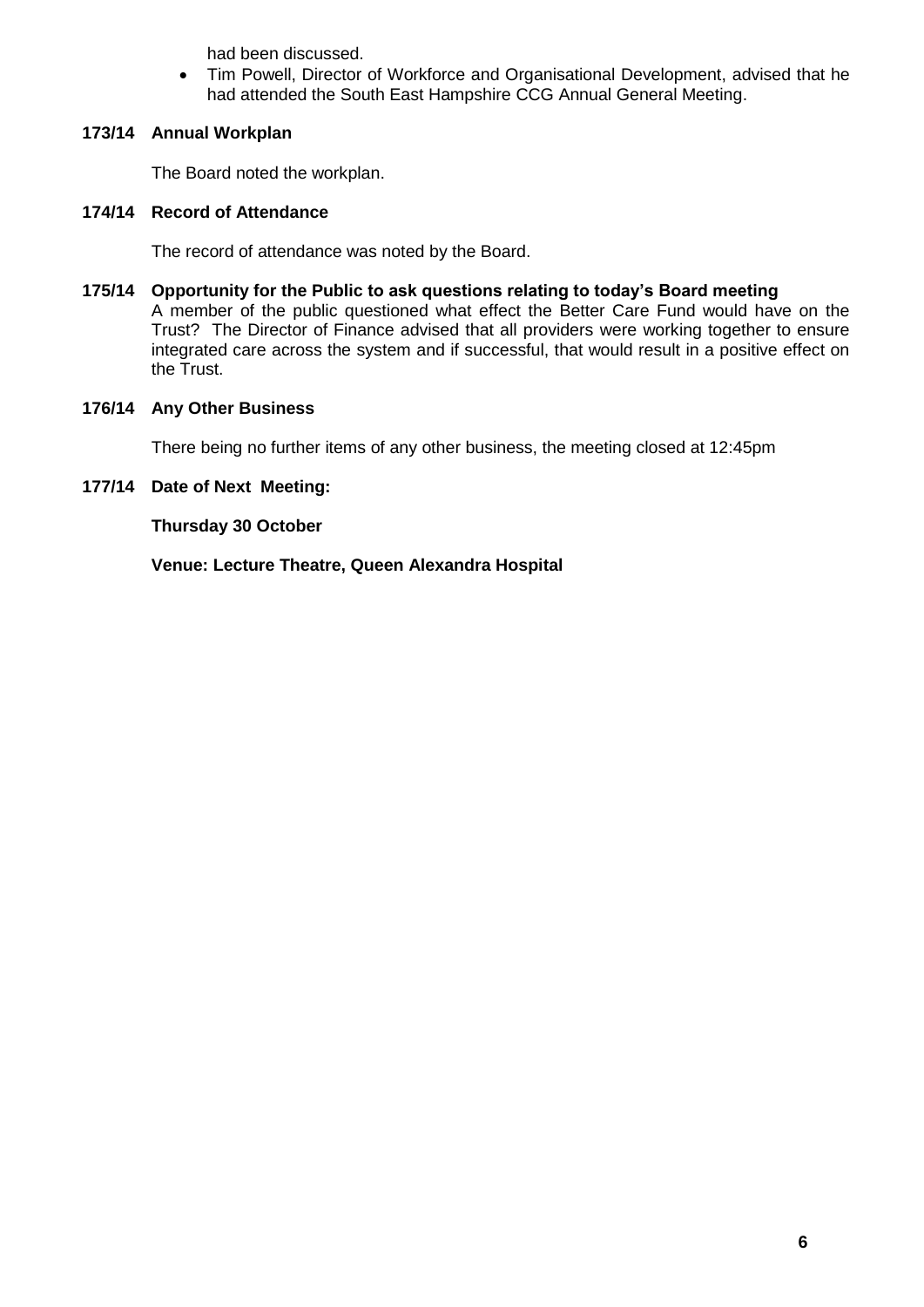had been discussed.

- Tim Powell, Director of Workforce and Organisational Development, advised that he had attended the South East Hampshire CCG Annual General Meeting.

**173/14 Annual Workplan**

The Board noted the workplan.

**174/14 Record of Attendance**

The record of attendance was noted by the Board.

**175/14 Opportunity for the Public to ask questions relating to today's Board meeting**

A member of the public questioned what effect the Better Care Fund would have on the Trust? The Director of Finance advised that all providers were working together to ensure integrated care across the system and if successful, that would result in a positive effect on the Trust.

**176/14 Any Other Business**

There being no further items of any other business, the meeting closed at 12:45pm

**177/14 Date of Next Meeting:**

**Thursday 30 October**

**Venue: Lecture Theatre, Queen Alexandra Hospital**